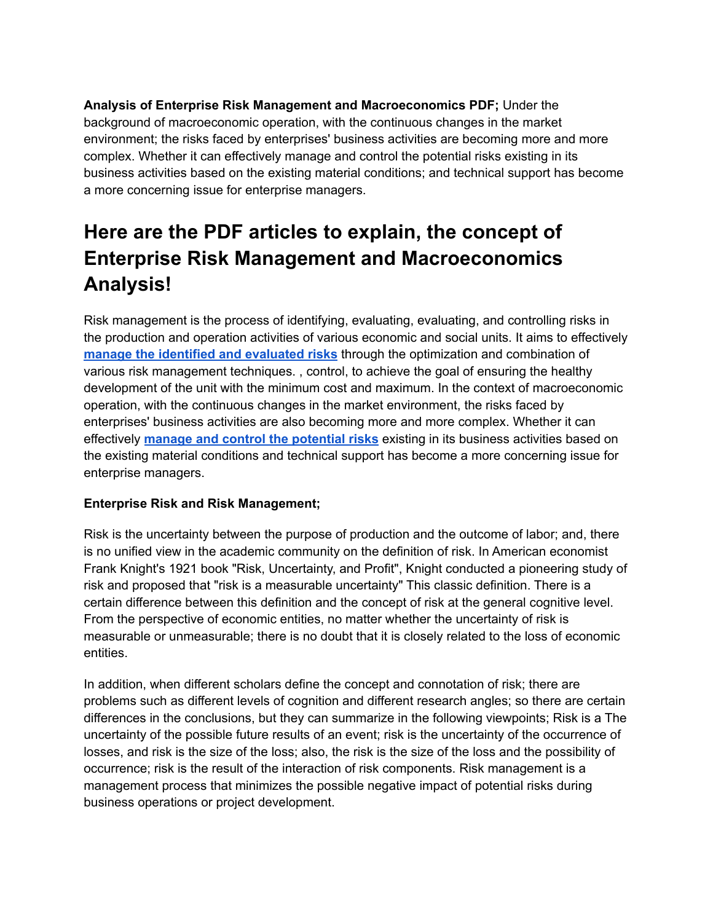**Analysis of Enterprise Risk Management and Macroeconomics PDF;** Under the background of macroeconomic operation, with the continuous changes in the market environment; the risks faced by enterprises' business activities are becoming more and more complex. Whether it can effectively manage and control the potential risks existing in its business activities based on the existing material conditions; and technical support has become a more concerning issue for enterprise managers.

# Here are the PDF articles to explain, the concept of Enterprise Risk Management and Macroeconomics Analysis!

Risk management is the process of identifying, evaluating, evaluating, and controlling risks in the production and operation activities of various economic and social units. It aims to effectively **manage the identified and evaluated risks** through the optimization and combination of various risk management techniques. , control, to achieve the goal of ensuring the healthy development of the unit with the minimum cost and maximum. In the context of macroeconomic operation, with the continuous changes in the market environment, the risks faced by enterprises' business activities are also becoming more and more complex. Whether it can effectively **manage and control the potential risks** existing in its business activities based on the existing material conditions and technical support has become a more concerning issue for enterprise managers.

**Enterprise Risk and Risk Management;**

Risk is the uncertainty between the purpose of production and the outcome of labor; and, there is no unified view in the academic community on the definition of risk. In American economist Frank Knight's 1921 book "Risk, Uncertainty, and Profit", Knight conducted a pioneering study of risk and proposed that "risk is a measurable uncertainty" This classic definition. There is a certain difference between this definition and the concept of risk at the general cognitive level. From the perspective of economic entities, no matter whether the uncertainty of risk is measurable or unmeasurable; there is no doubt that it is closely related to the loss of economic entities.

In addition, when different scholars define the concept and connotation of risk; there are problems such as different levels of cognition and different research angles; so there are certain differences in the conclusions, but they can summarize in the following viewpoints; Risk is a The uncertainty of the possible future results of an event; risk is the uncertainty of the occurrence of losses, and risk is the size of the loss; also, the risk is the size of the loss and the possibility of occurrence; risk is the result of the interaction of risk components. Risk management is a management process that minimizes the possible negative impact of potential risks during business operations or project development.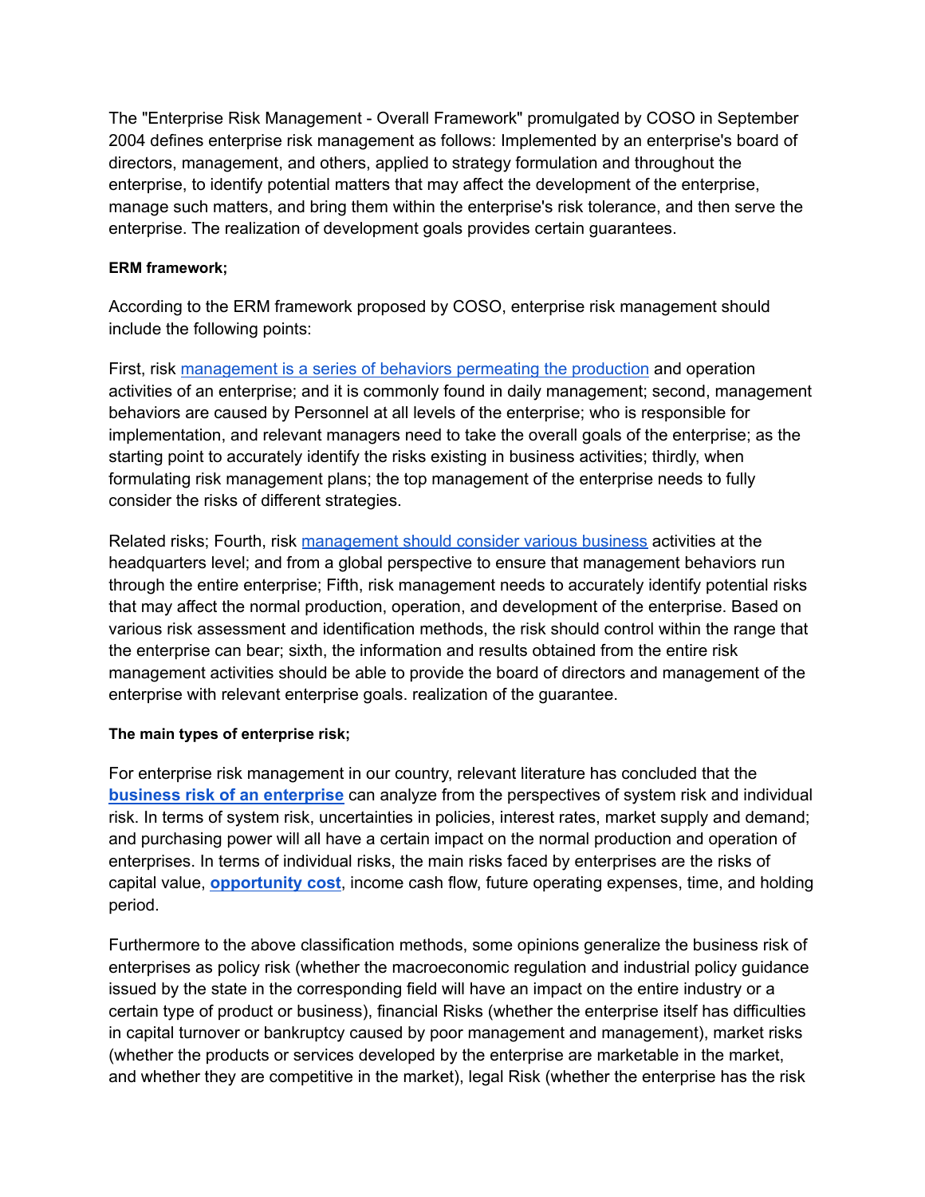The "Enterprise Risk Management - Overall Framework" promulgated by COSO in September 2004 defines enterprise risk management as follows: Implemented by an enterprise's board of directors, management, and others, applied to strategy formulation and throughout the enterprise, to identify potential matters that may affect the development of the enterprise, manage such matters, and bring them within the enterprise's risk tolerance, and then serve the enterprise. The realization of development goals provides certain guarantees.

**ERM framework;**

According to the ERM framework proposed by COSO, enterprise risk management should include the following points:

First, risk management is a series of behaviors permeating the production and operation activities of an enterprise; and it is commonly found in daily management; second, management behaviors are caused by Personnel at all levels of the enterprise; who is responsible for implementation, and relevant managers need to take the overall goals of the enterprise; as the starting point to accurately identify the risks existing in business activities; thirdly, when formulating risk management plans; the top management of the enterprise needs to fully consider the risks of different strategies.

Related risks; Fourth, risk management should consider various business activities at the headquarters level; and from a global perspective to ensure that management behaviors run through the entire enterprise; Fifth, risk management needs to accurately identify potential risks that may affect the normal production, operation, and development of the enterprise. Based on various risk assessment and identification methods, the risk should control within the range that the enterprise can bear; sixth, the information and results obtained from the entire risk management activities should be able to provide the board of directors and management of the enterprise with relevant enterprise goals. realization of the guarantee.

**The main types of enterprise risk;**

For enterprise risk management in our country, relevant literature has concluded that the **business risk of an enterprise** can analyze from the perspectives of system risk and individual risk. In terms of system risk, uncertainties in policies, interest rates, market supply and demand; and purchasing power will all have a certain impact on the normal production and operation of enterprises. In terms of individual risks, the main risks faced by enterprises are the risks of capital value, **opportunity cost**, income cash flow, future operating expenses, time, and holding period.

Furthermore to the above classification methods, some opinions generalize the business risk of enterprises as policy risk (whether the macroeconomic regulation and industrial policy guidance issued by the state in the corresponding field will have an impact on the entire industry or a certain type of product or business), financial Risks (whether the enterprise itself has difficulties in capital turnover or bankruptcy caused by poor management and management), market risks (whether the products or services developed by the enterprise are marketable in the market, and whether they are competitive in the market), legal Risk (whether the enterprise has the risk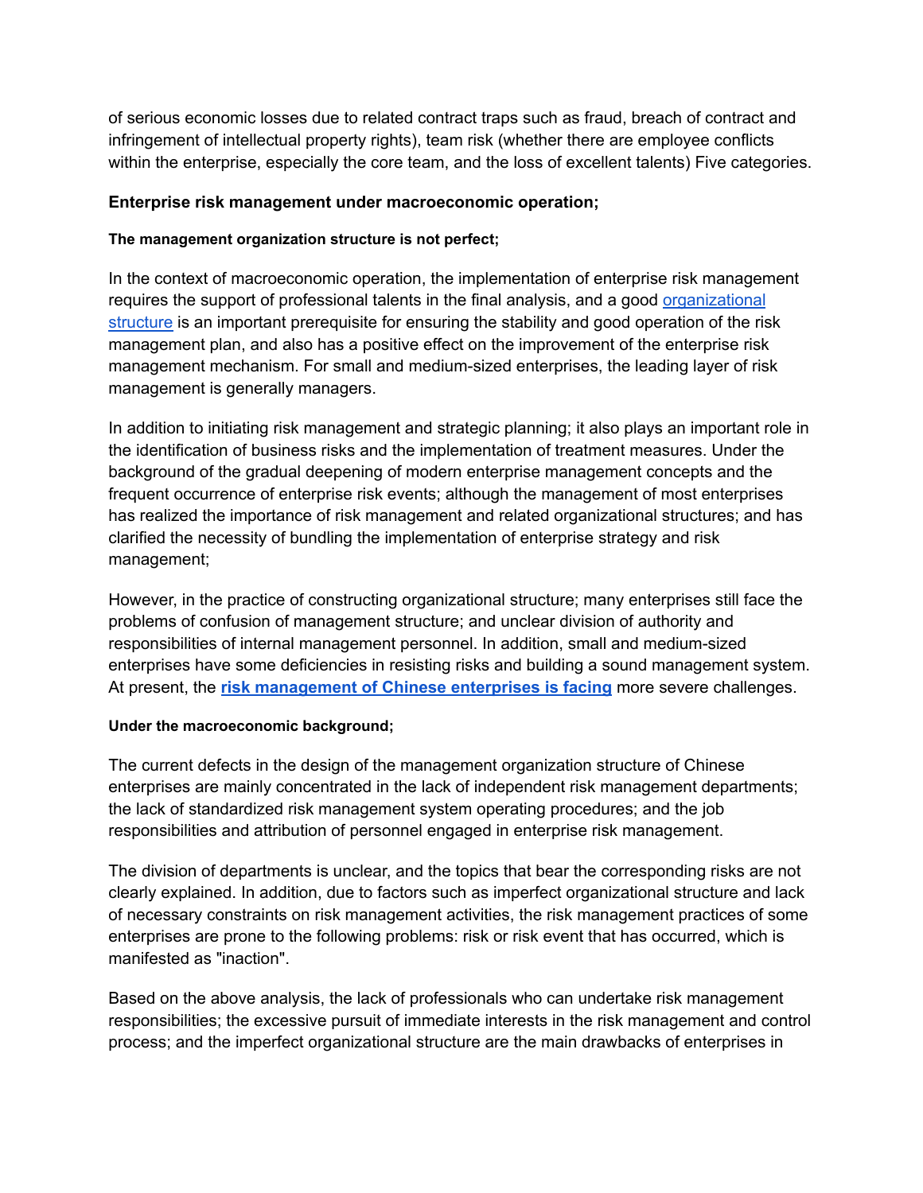of serious economic losses due to related contract traps such as fraud, breach of contract and infringement of intellectual property rights), team risk (whether there are employee conflicts within the enterprise, especially the core team, and the loss of excellent talents) Five categories.

### Enterprise risk management under macroeconomic operation;

#### The management organization structure is not perfect;

In the context of macroeconomic operation, the implementation of enterprise risk management requires the support of professional talents in the final analysis, and a good organizational structure is an important prerequisite for ensuring the stability and good operation of the risk management plan, and also has a positive effect on the improvement of the enterprise risk management mechanism. For small and medium-sized enterprises, the leading layer of risk management is generally managers.

In addition to initiating risk management and strategic planning; it also plays an important role in the identification of business risks and the implementation of treatment measures. Under the background of the gradual deepening of modern enterprise management concepts and the frequent occurrence of enterprise risk events; although the management of most enterprises has realized the importance of risk management and related organizational structures; and has clarified the necessity of bundling the implementation of enterprise strategy and risk management;

However, in the practice of constructing organizational structure; many enterprises still face the problems of confusion of management structure; and unclear division of authority and responsibilities of internal management personnel. In addition, small and medium-sized enterprises have some deficiencies in resisting risks and building a sound management system. At present, the **risk management of Chinese enterprises is facing** more severe challenges.

#### Under the macroeconomic background;

The current defects in the design of the management organization structure of Chinese enterprises are mainly concentrated in the lack of independent risk management departments; the lack of standardized risk management system operating procedures; and the job responsibilities and attribution of personnel engaged in enterprise risk management.

The division of departments is unclear, and the topics that bear the corresponding risks are not clearly explained. In addition, due to factors such as imperfect organizational structure and lack of necessary constraints on risk management activities, the risk management practices of some enterprises are prone to the following problems: risk or risk event that has occurred, which is manifested as "inaction".

Based on the above analysis, the lack of professionals who can undertake risk management responsibilities; the excessive pursuit of immediate interests in the risk management and control process; and the imperfect organizational structure are the main drawbacks of enterprises in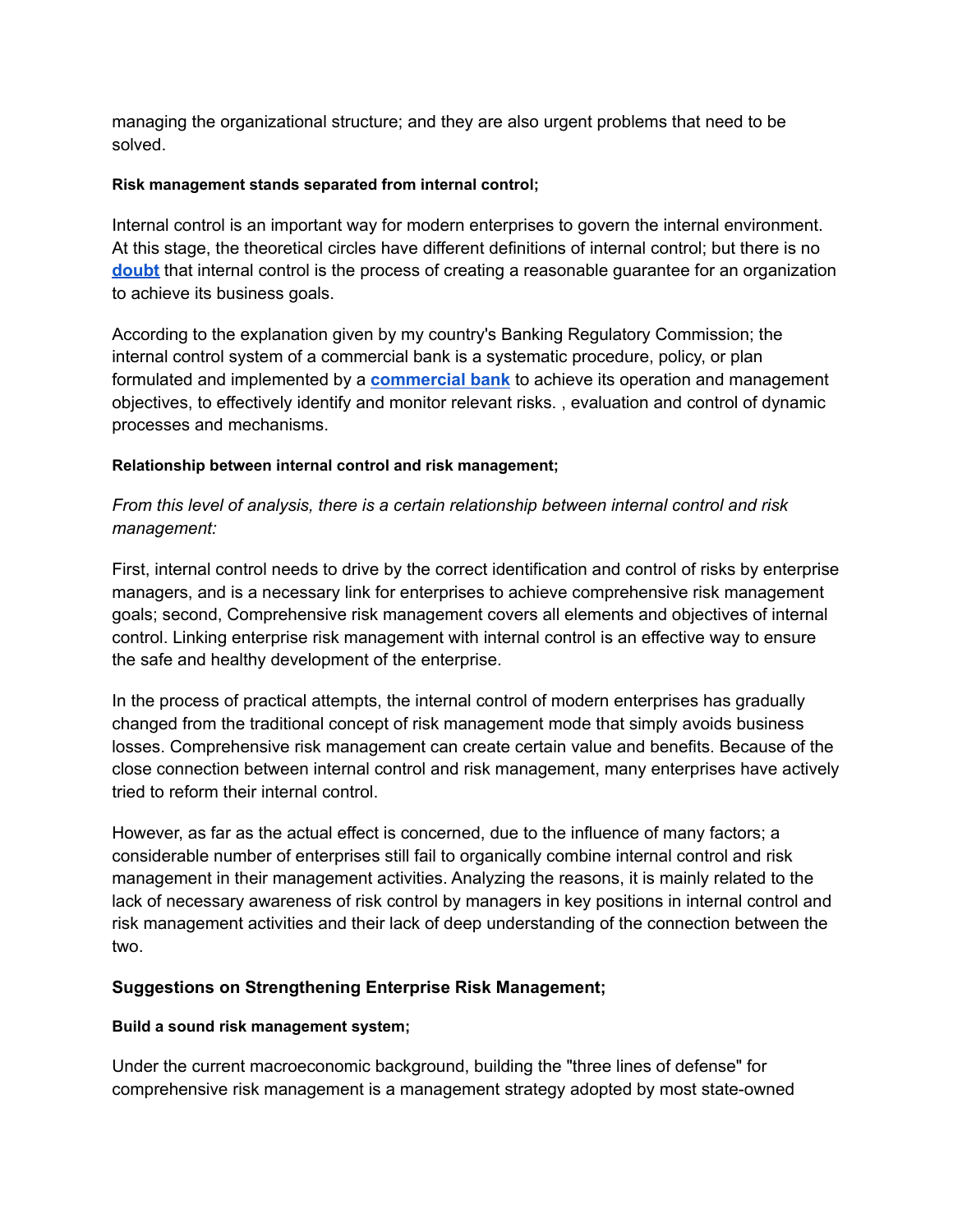managing the organizational structure; and they are also urgent problems that need to be solved.

#### Risk management stands separated from internal control;

Internal control is an important way for modern enterprises to govern the internal environment. At this stage, the theoretical circles have different definitions of internal control; but there is no **doubt** that internal control is the process of creating a reasonable guarantee for an organization to achieve its business goals.

According to the explanation given by my country's Banking Regulatory Commission; the internal control system of a commercial bank is a systematic procedure, policy, or plan formulated and implemented by a **commercial bank** to achieve its operation and management objectives, to effectively identify and monitor relevant risks. , evaluation and control of dynamic processes and mechanisms.

#### Relationship between internal control and risk management;

*From this level of analysis, there is a certain relationship between internal control and risk management:*

First, internal control needs to drive by the correct identification and control of risks by enterprise managers, and is a necessary link for enterprises to achieve comprehensive risk management goals; second, Comprehensive risk management covers all elements and objectives of internal control. Linking enterprise risk management with internal control is an effective way to ensure the safe and healthy development of the enterprise.

In the process of practical attempts, the internal control of modern enterprises has gradually changed from the traditional concept of risk management mode that simply avoids business losses. Comprehensive risk management can create certain value and benefits. Because of the close connection between internal control and risk management, many enterprises have actively tried to reform their internal control.

However, as far as the actual effect is concerned, due to the influence of many factors; a considerable number of enterprises still fail to organically combine internal control and risk management in their management activities. Analyzing the reasons, it is mainly related to the lack of necessary awareness of risk control by managers in key positions in internal control and risk management activities and their lack of deep understanding of the connection between the two.

### Suggestions on Strengthening Enterprise Risk Management;

#### Build a sound risk management system;

Under the current macroeconomic background, building the "three lines of defense" for comprehensive risk management is a management strategy adopted by most state-owned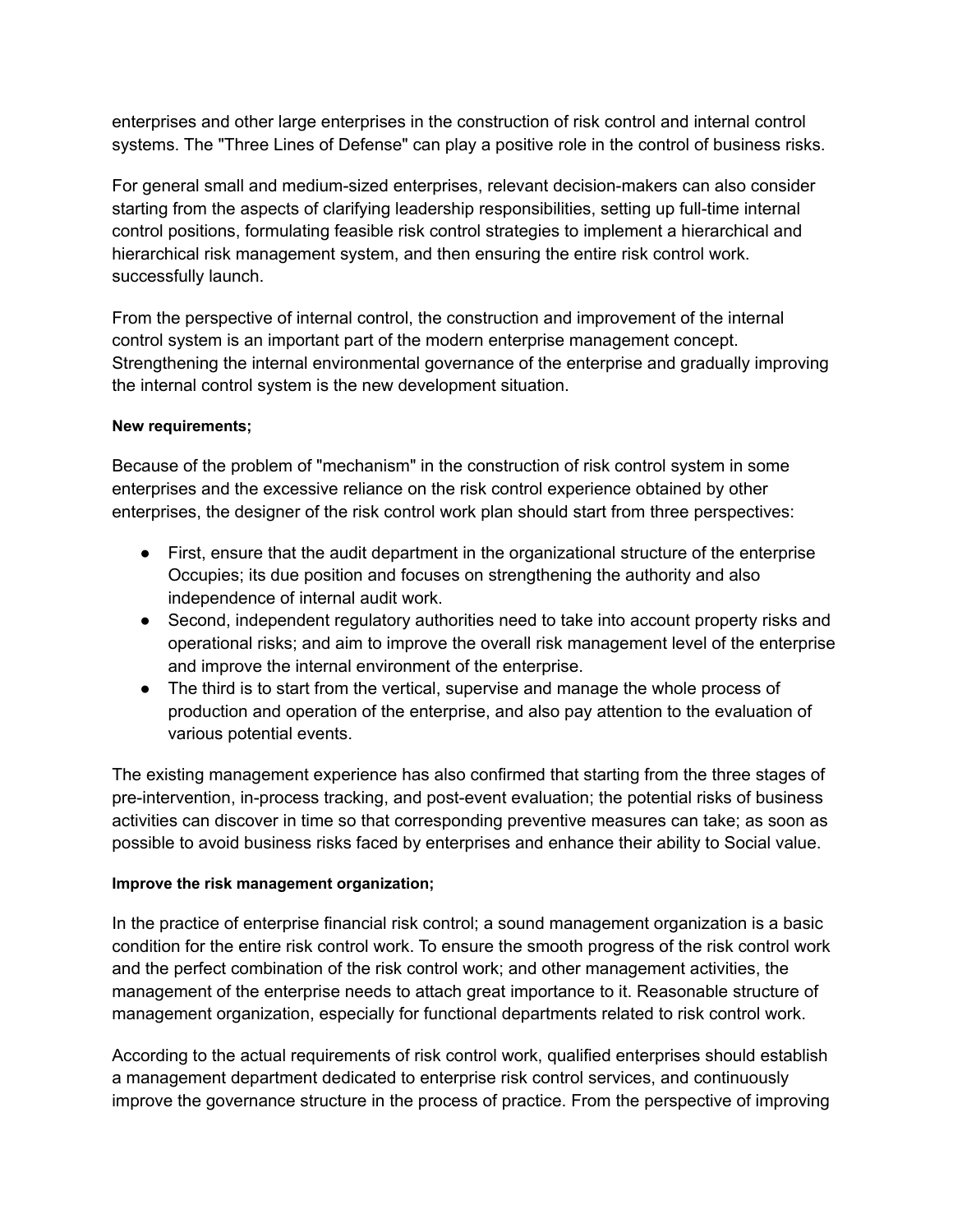enterprises and other large enterprises in the construction of risk control and internal control systems. The "Three Lines of Defense" can play a positive role in the control of business risks.

For general small and medium-sized enterprises, relevant decision-makers can also consider starting from the aspects of clarifying leadership responsibilities, setting up full-time internal control positions, formulating feasible risk control strategies to implement a hierarchical and hierarchical risk management system, and then ensuring the entire risk control work. successfully launch.

From the perspective of internal control, the construction and improvement of the internal control system is an important part of the modern enterprise management concept. Strengthening the internal environmental governance of the enterprise and gradually improving the internal control system is the new development situation.

**New requirements;**

Because of the problem of "mechanism" in the construction of risk control system in some enterprises and the excessive reliance on the risk control experience obtained by other enterprises, the designer of the risk control work plan should start from three perspectives:

- First, ensure that the audit department in the organizational structure of the enterprise Occupies; its due position and focuses on strengthening the authority and also independence of internal audit work.
- Second, independent regulatory authorities need to take into account property risks and operational risks; and aim to improve the overall risk management level of the enterprise and improve the internal environment of the enterprise.
- The third is to start from the vertical, supervise and manage the whole process of production and operation of the enterprise, and also pay attention to the evaluation of various potential events.

The existing management experience has also confirmed that starting from the three stages of pre-intervention, in-process tracking, and post-event evaluation; the potential risks of business activities can discover in time so that corresponding preventive measures can take; as soon as possible to avoid business risks faced by enterprises and enhance their ability to Social value.

**Improve the risk management organization;**

In the practice of enterprise financial risk control; a sound management organization is a basic condition for the entire risk control work. To ensure the smooth progress of the risk control work and the perfect combination of the risk control work; and other management activities, the management of the enterprise needs to attach great importance to it. Reasonable structure of management organization, especially for functional departments related to risk control work.

According to the actual requirements of risk control work, qualified enterprises should establish a management department dedicated to enterprise risk control services, and continuously improve the governance structure in the process of practice. From the perspective of improving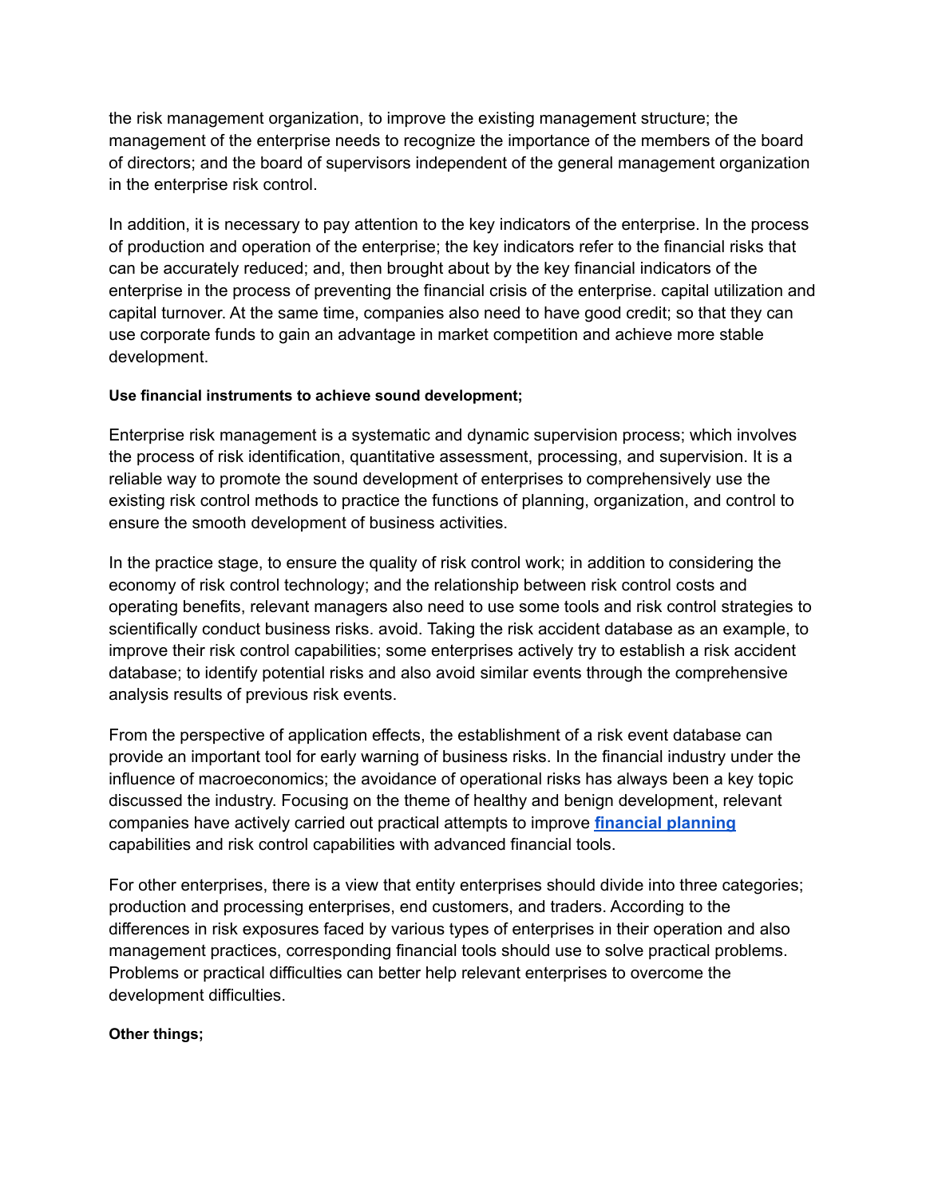the risk management organization, to improve the existing management structure; the management of the enterprise needs to recognize the importance of the members of the board of directors; and the board of supervisors independent of the general management organization in the enterprise risk control.

In addition, it is necessary to pay attention to the key indicators of the enterprise. In the process of production and operation of the enterprise; the key indicators refer to the financial risks that can be accurately reduced; and, then brought about by the key financial indicators of the enterprise in the process of preventing the financial crisis of the enterprise. capital utilization and capital turnover. At the same time, companies also need to have good credit; so that they can use corporate funds to gain an advantage in market competition and achieve more stable development.

**Use financial instruments to achieve sound development;**

Enterprise risk management is a systematic and dynamic supervision process; which involves the process of risk identification, quantitative assessment, processing, and supervision. It is a reliable way to promote the sound development of enterprises to comprehensively use the existing risk control methods to practice the functions of planning, organization, and control to ensure the smooth development of business activities.

In the practice stage, to ensure the quality of risk control work; in addition to considering the economy of risk control technology; and the relationship between risk control costs and operating benefits, relevant managers also need to use some tools and risk control strategies to scientifically conduct business risks. avoid. Taking the risk accident database as an example, to improve their risk control capabilities; some enterprises actively try to establish a risk accident database; to identify potential risks and also avoid similar events through the comprehensive analysis results of previous risk events.

From the perspective of application effects, the establishment of a risk event database can provide an important tool for early warning of business risks. In the financial industry under the influence of macroeconomics; the avoidance of operational risks has always been a key topic discussed the industry. Focusing on the theme of healthy and benign development, relevant companies have actively carried out practical attempts to improve **financial planning** capabilities and risk control capabilities with advanced financial tools.

For other enterprises, there is a view that entity enterprises should divide into three categories; production and processing enterprises, end customers, and traders. According to the differences in risk exposures faced by various types of enterprises in their operation and also management practices, corresponding financial tools should use to solve practical problems. Problems or practical difficulties can better help relevant enterprises to overcome the development difficulties.

**Other things;**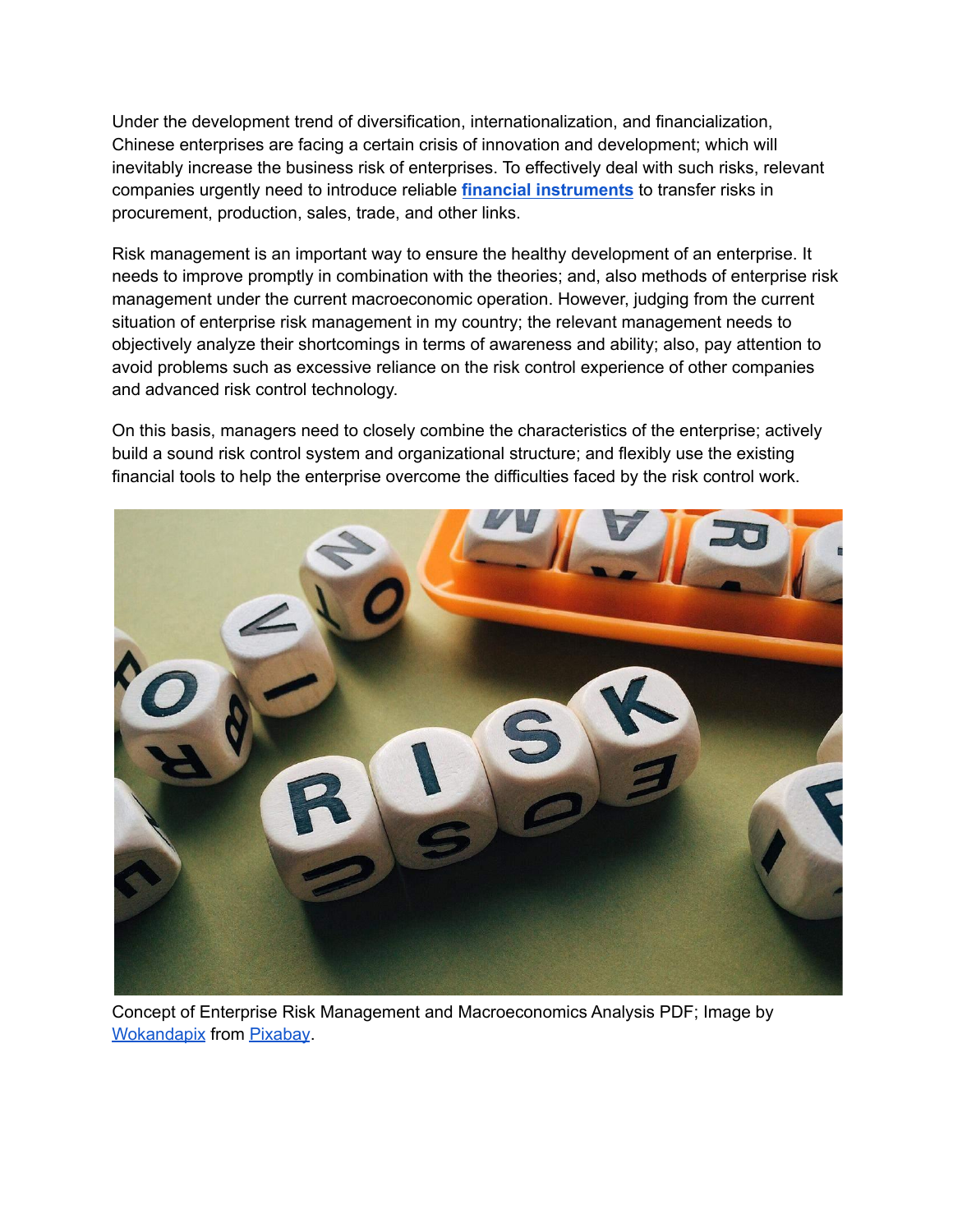Under the development trend of diversification, internationalization, and financialization, Chinese enterprises are facing a certain crisis of innovation and development; which will inevitably increase the business risk of enterprises. To effectively deal with such risks, relevant companies urgently need to introduce reliable **financial instruments** to transfer risks in procurement, production, sales, trade, and other links.

Risk management is an important way to ensure the healthy development of an enterprise. It needs to improve promptly in combination with the theories; and, also methods of enterprise risk management under the current macroeconomic operation. However, judging from the current situation of enterprise risk management in my country; the relevant management needs to objectively analyze their shortcomings in terms of awareness and ability; also, pay attention to avoid problems such as excessive reliance on the risk control experience of other companies and advanced risk control technology.

On this basis, managers need to closely combine the characteristics of the enterprise; actively build a sound risk control system and organizational structure; and flexibly use the existing financial tools to help the enterprise overcome the difficulties faced by the risk control work.

Concept of Enterprise Risk Management and Macroeconomics Analysis PDF; Image by Wokandapix from Pixabay.